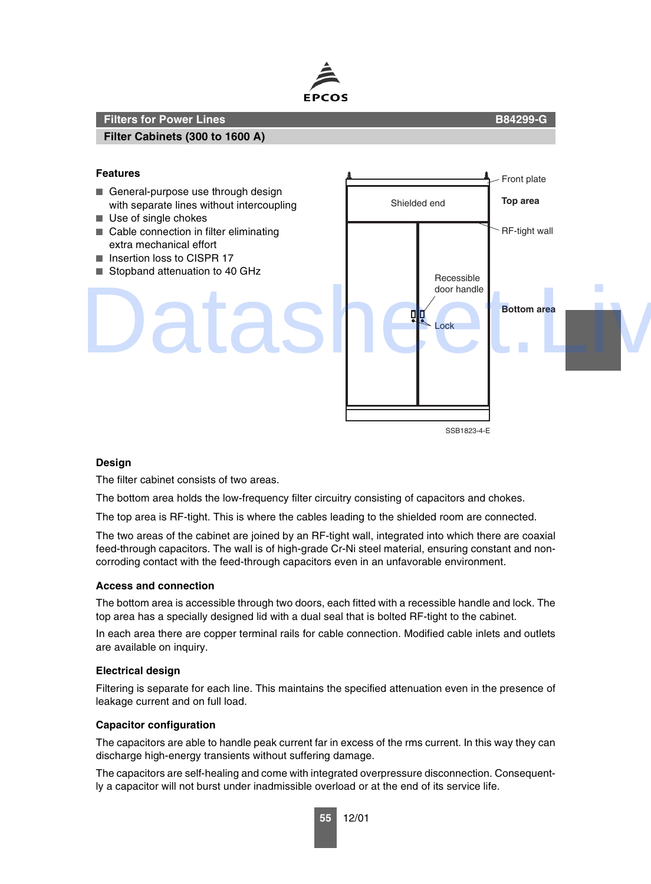## Filters for Power Lines — B84299-G

### Filter Cabinets (300 to 1600 A)

**Features**

- General-purpose use through design with separate lines without intercoupling
- Use of single chokes
- Cable connection in filter eliminating extra mechanical effort
- Insertion loss to CISPR 17
- Stopband attenuation to 40 GHz

Front plate
Shielded end
Top area
RF-tight wall
Recessible door handle
Bottom area
Lock

SSB1823-4-E

**Design**

The filter cabinet consists of two areas.

The bottom area holds the low-frequency filter circuitry consisting of capacitors and chokes.

The top area is RF-tight. This is where the cables leading to the shielded room are connected.

The two areas of the cabinet are joined by an RF-tight wall, integrated into which there are coaxial feed-through capacitors. The wall is of high-grade Cr-Ni steel material, ensuring constant and non-corroding contact with the feed-through capacitors even in an unfavorable environment.

**Access and connection**

The bottom area is accessible through two doors, each fitted with a recessible handle and lock. The top area has a specially designed lid with a dual seal that is bolted RF-tight to the cabinet.

In each area there are copper terminal rails for cable connection. Modified cable inlets and outlets are available on inquiry.

**Electrical design**

Filtering is separate for each line. This maintains the specified attenuation even in the presence of leakage current and on full load.

**Capacitor configuration**

The capacitors are able to handle peak current far in excess of the rms current. In this way they can discharge high-energy transients without suffering damage.

The capacitors are self-healing and come with integrated overpressure disconnection. Consequently a capacitor will not burst under inadmissible overload or at the end of its service life.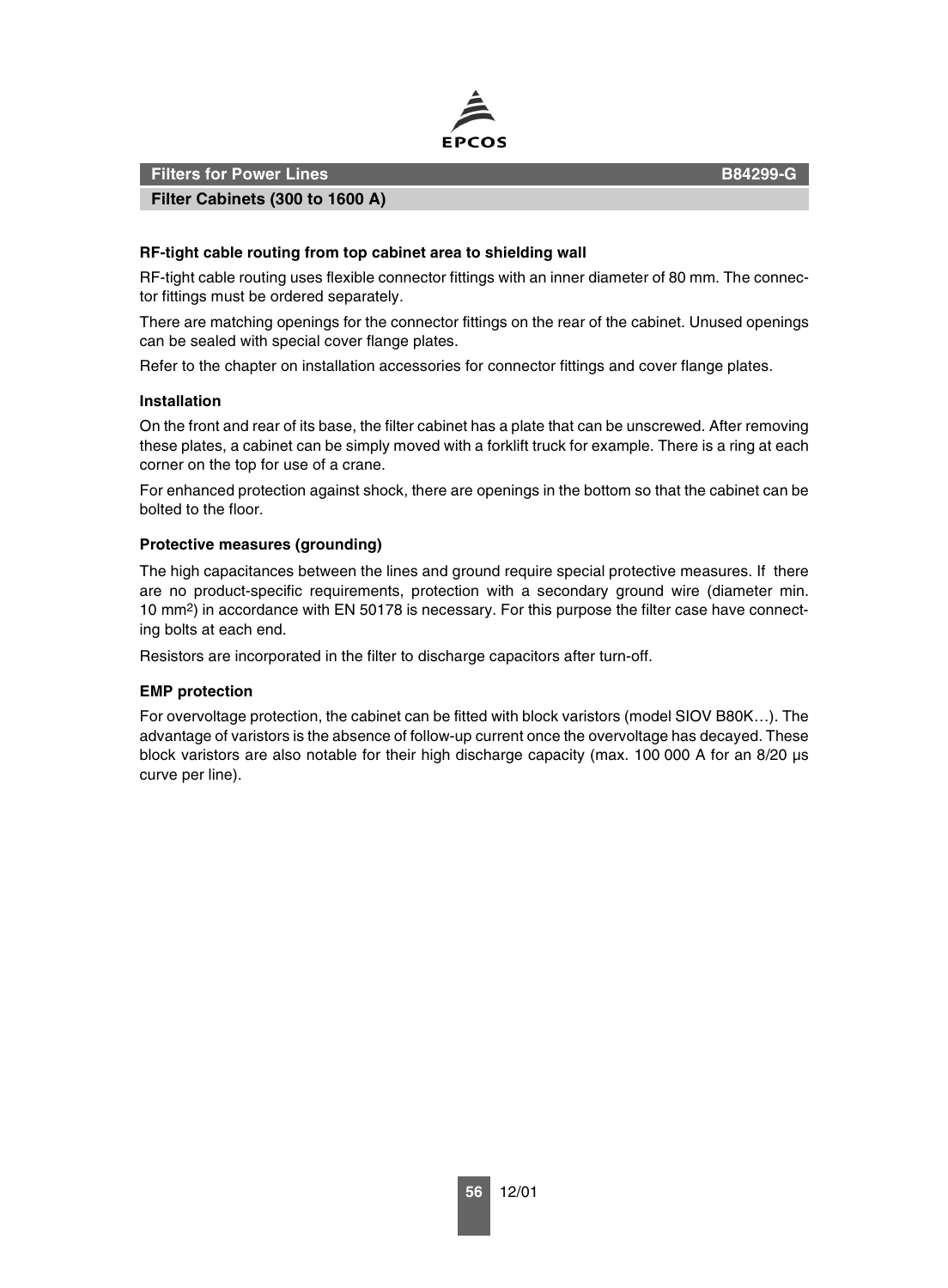### RF-tight cable routing from top cabinet area to shielding wall

RF-tight cable routing uses flexible connector fittings with an inner diameter of 80 mm. The connector fittings must be ordered separately.

There are matching openings for the connector fittings on the rear of the cabinet. Unused openings can be sealed with special cover flange plates.

Refer to the chapter on installation accessories for connector fittings and cover flange plates.

### Installation

On the front and rear of its base, the filter cabinet has a plate that can be unscrewed. After removing these plates, a cabinet can be simply moved with a forklift truck for example. There is a ring at each corner on the top for use of a crane.

For enhanced protection against shock, there are openings in the bottom so that the cabinet can be bolted to the floor.

### Protective measures (grounding)

The high capacitances between the lines and ground require special protective measures. If there are no product-specific requirements, protection with a secondary ground wire (diameter min. 10 $mm^2$) in accordance with EN 50178 is necessary. For this purpose the filter case have connecting bolts at each end.

Resistors are incorporated in the filter to discharge capacitors after turn-off.

### EMP protection

For overvoltage protection, the cabinet can be fitted with block varistors (model SIOV B80K…). The advantage of varistors is the absence of follow-up current once the overvoltage has decayed. These block varistors are also notable for their high discharge capacity (max. 100 000 A for an 8/20 µs curve per line).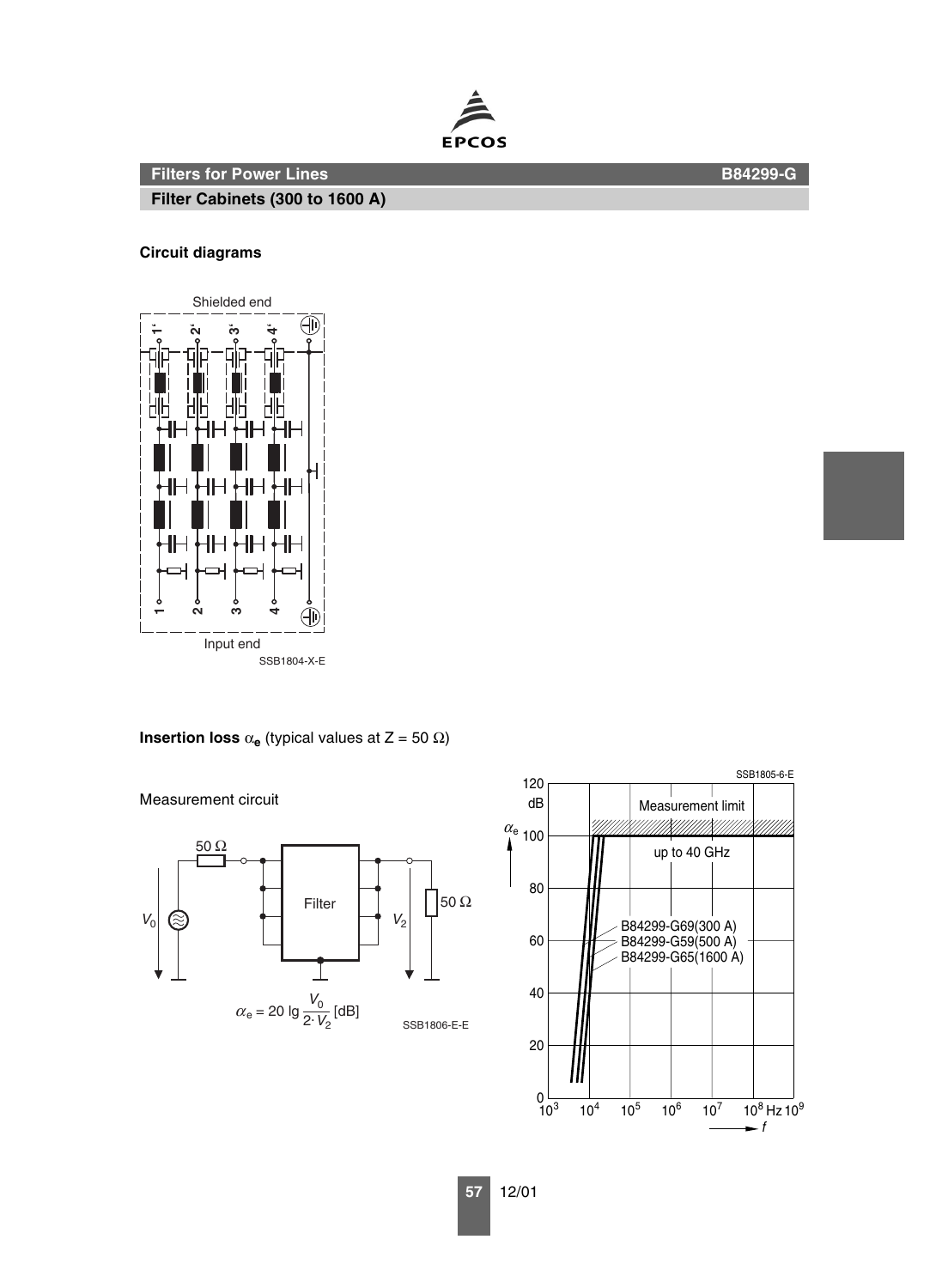## Filters for Power Lines — B84299-G

### Filter Cabinets (300 to 1600 A)

**Circuit diagrams**

Shielded end

Input end

SSB1804-X-E

**Insertion loss** $\alpha_e$ (typical values at Z = 50 Ω)

Measurement circuit

$$\alpha_e = 20 \lg \frac{V_0}{2 \cdot V_2} \text{ [dB]}$$

SSB1806-E-E

SSB1805-6-E

Measurement limit

up to 40 GHz

B84299-G69(300 A)
B84299-G59(500 A)
B84299-G65(1600 A)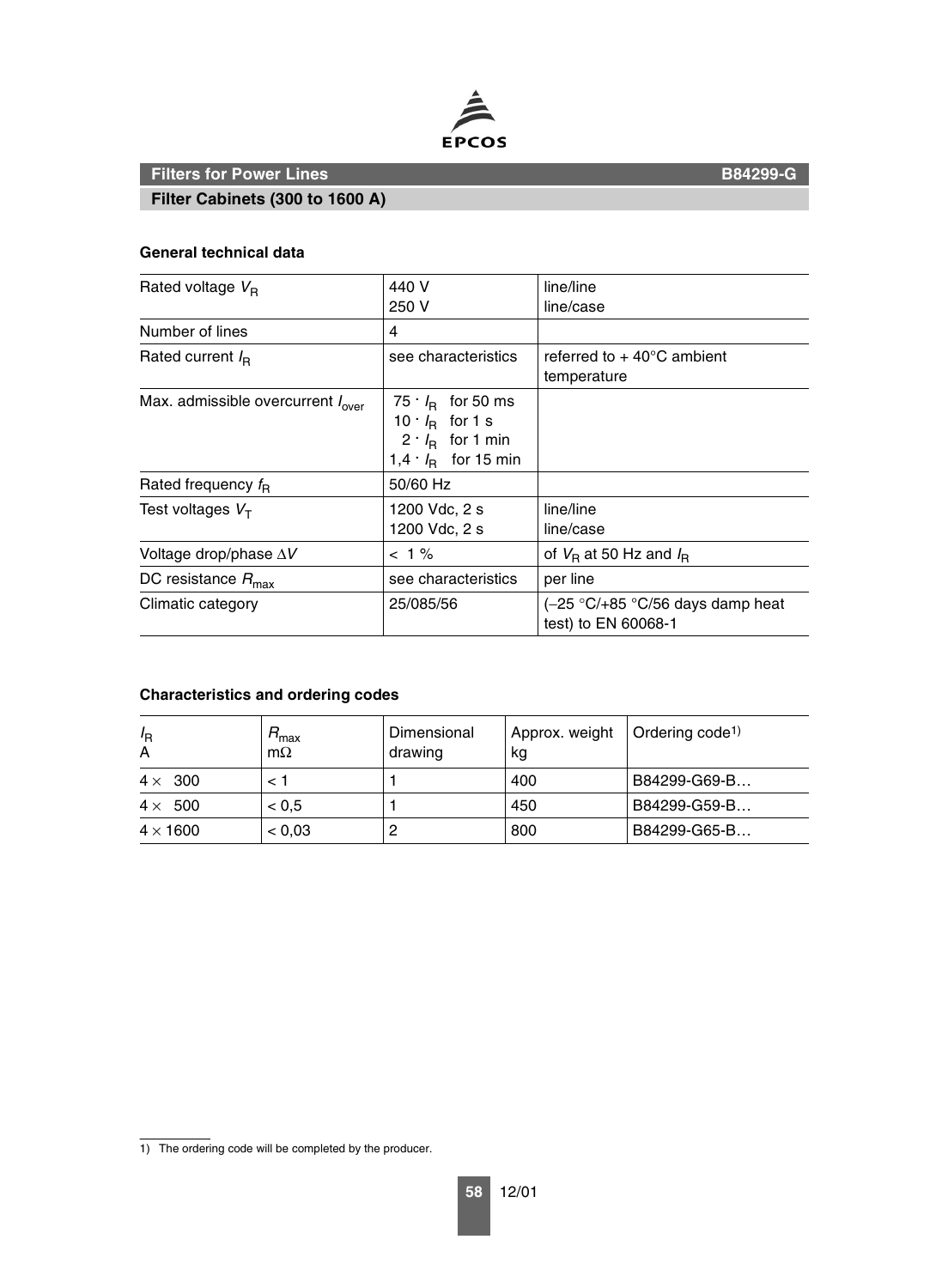# Filters for Power Lines

B84299-G

## Filter Cabinets (300 to 1600 A)

### General technical data

| Rated voltage $V_R$ | 440 V<br>250 V | line/line<br>line/case |
|---|---|---|
| Number of lines | 4 | |
| Rated current $I_R$ | see characteristics | referred to + 40°C ambient temperature |
| Max. admissible overcurrent $I_{over}$ | $75 \cdot I_R$ for 50 ms<br>$10 \cdot I_R$ for 1 s<br>$2 \cdot I_R$ for 1 min<br>$1{,}4 \cdot I_R$ for 15 min | |
| Rated frequency $f_R$ | 50/60 Hz | |
| Test voltages $V_T$ | 1200 Vdc, 2 s<br>1200 Vdc, 2 s | line/line<br>line/case |
| Voltage drop/phase $\Delta V$ | < 1 % | of $V_R$ at 50 Hz and $I_R$ |
| DC resistance $R_{max}$ | see characteristics | per line |
| Climatic category | 25/085/56 | (–25 °C/+85 °C/56 days damp heat test) to EN 60068-1 |

### Characteristics and ordering codes

| $I_R$<br>A | $R_{max}$<br>mΩ | Dimensional drawing | Approx. weight<br>kg | Ordering code[1)] |
|---|---|---|---|---|
| 4 × 300 | < 1 | 1 | 400 | B84299-G69-B… |
| 4 × 500 | < 0,5 | 1 | 450 | B84299-G59-B… |
| 4 × 1600 | < 0,03 | 2 | 800 | B84299-G65-B… |

1) The ordering code will be completed by the producer.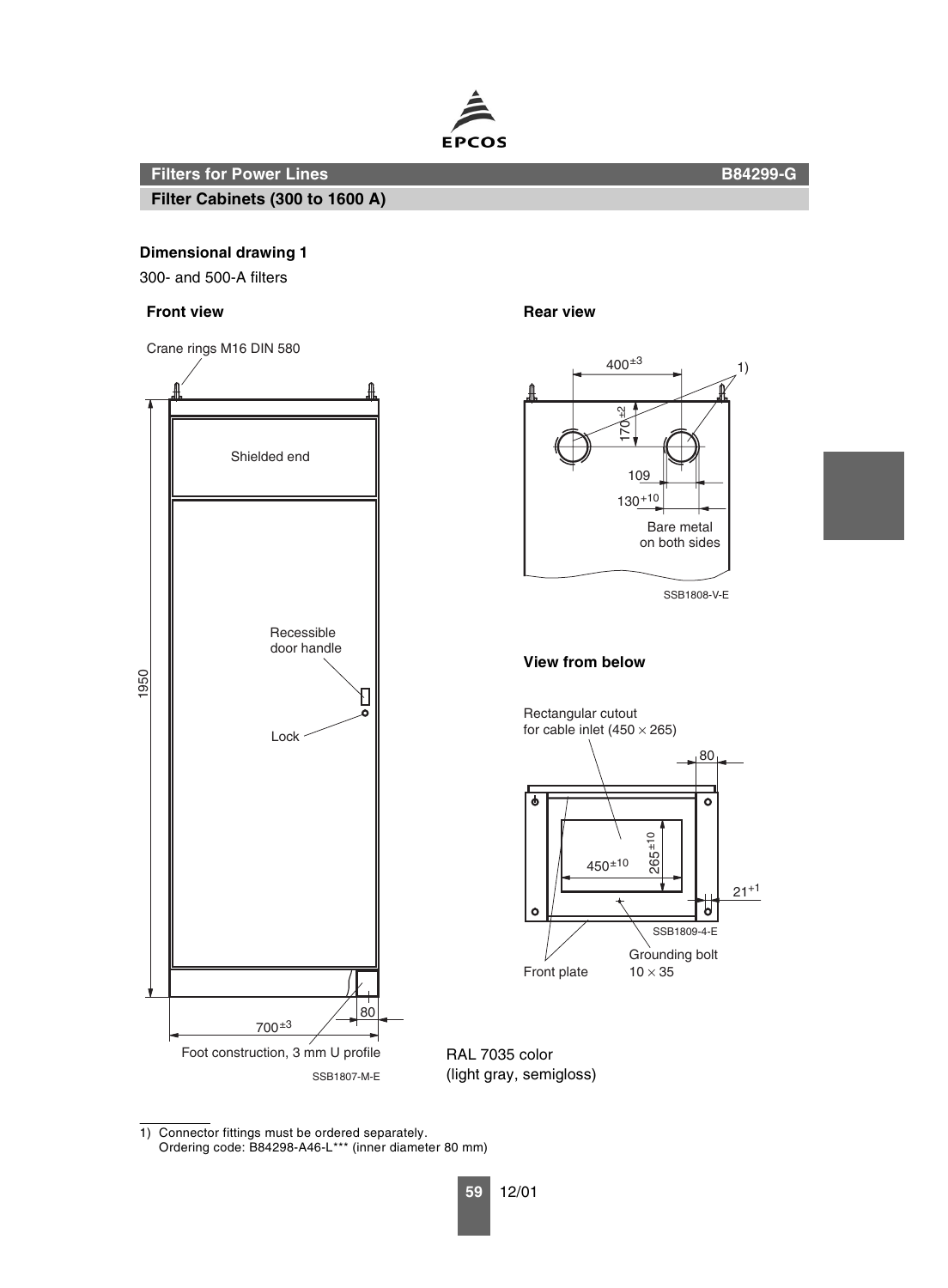**Filters for Power Lines** **B84299-G**

**Filter Cabinets (300 to 1600 A)**

**Dimensional drawing 1**

300- and 500-A filters

**Front view**

Crane rings M16 DIN 580

Shielded end

Recessible door handle

Lock

1950

$700^{\pm 3}$

80

Foot construction, 3 mm U profile

SSB1807-M-E

**Rear view**

$400^{\pm 3}$

1)

$170^{\pm 2}$

109

$130^{+10}$

Bare metal on both sides

SSB1808-V-E

**View from below**

Rectangular cutout for cable inlet (450 × 265)

80

$450^{\pm 10}$

$265^{\pm 10}$

$21^{+1}$

SSB1809-4-E

Grounding bolt 10 × 35

Front plate

RAL 7035 color (light gray, semigloss)

1) Connector fittings must be ordered separately.
Ordering code: B84298-A46-L*** (inner diameter 80 mm)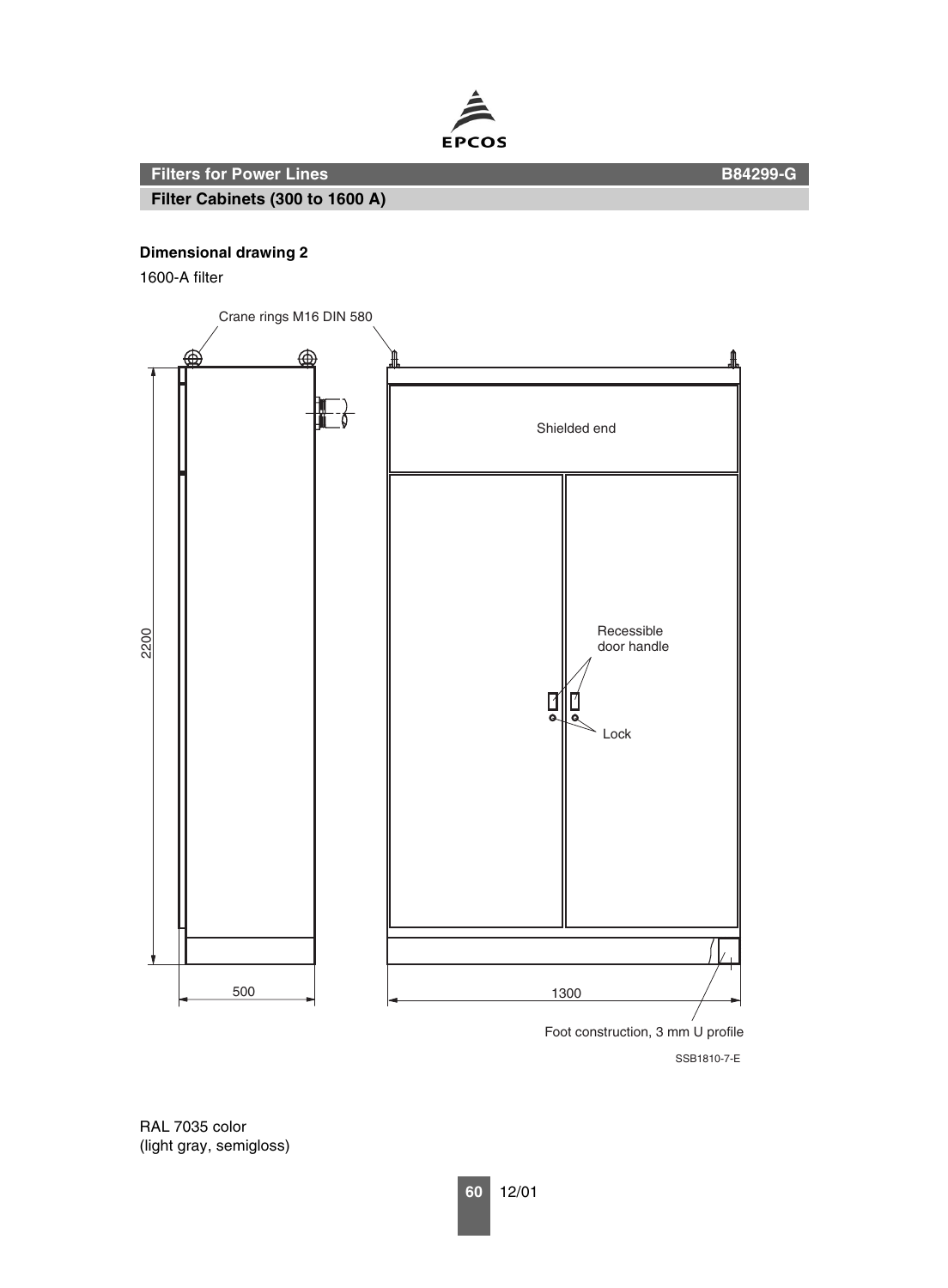## Filters for Power Lines — B84299-G

### Filter Cabinets (300 to 1600 A)

**Dimensional drawing 2**

1600-A filter

Crane rings M16 DIN 580

Shielded end

Recessible door handle

Lock

2200

500

1300

Foot construction, 3 mm U profile

SSB1810-7-E

RAL 7035 color
(light gray, semigloss)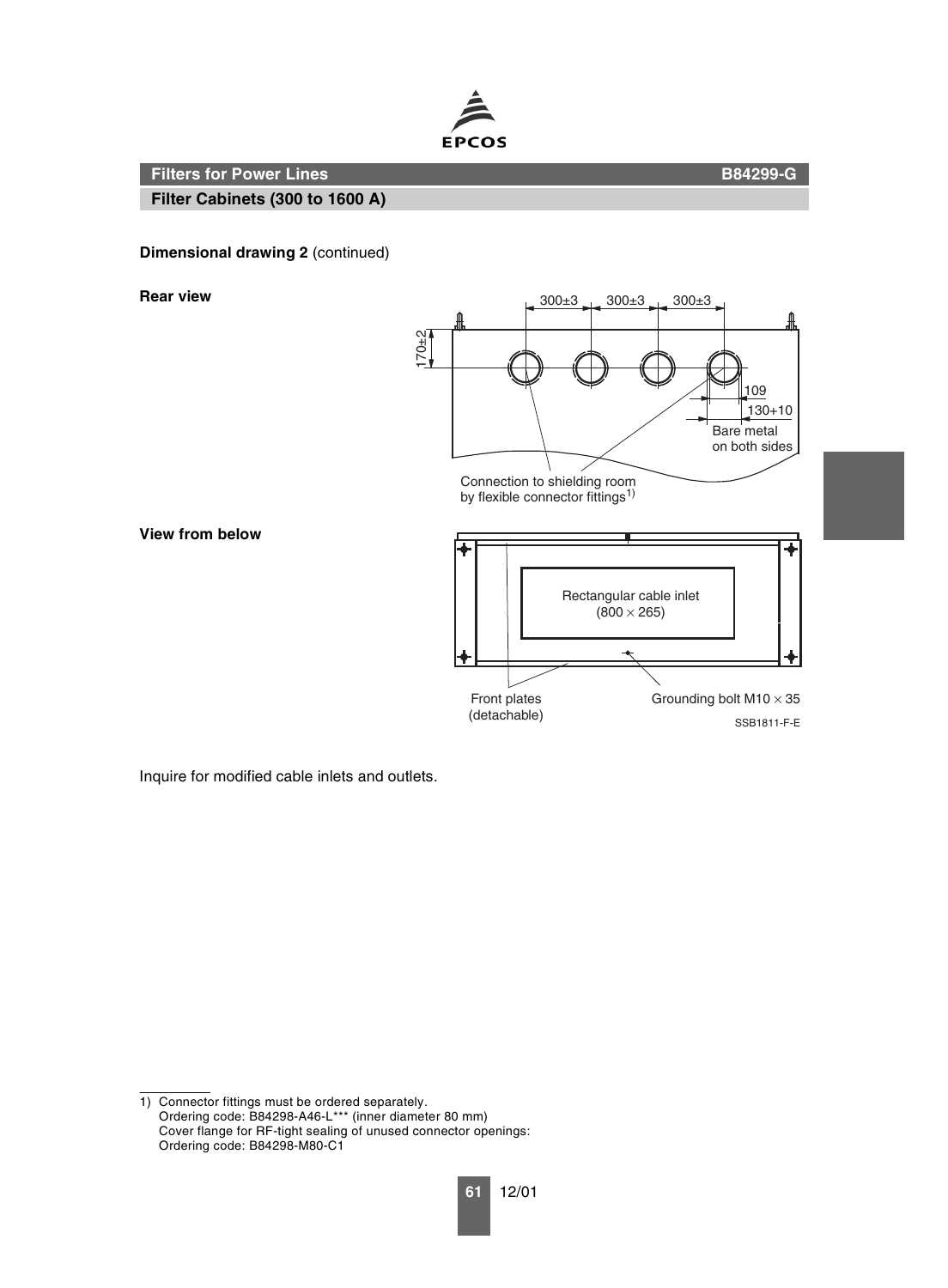## Filters for Power Lines — B84299-G

### Filter Cabinets (300 to 1600 A)

**Dimensional drawing 2** (continued)

**Rear view**

300±3 300±3 300±3

170±2

109

130+10

Bare metal on both sides

Connection to shielding room by flexible connector fittings[1)]

**View from below**

Rectangular cable inlet (800 × 265)

Front plates (detachable)

Grounding bolt M10 × 35

SSB1811-F-E

Inquire for modified cable inlets and outlets.

---

1) Connector fittings must be ordered separately.
Ordering code: B84298-A46-L*** (inner diameter 80 mm)
Cover flange for RF-tight sealing of unused connector openings:
Ordering code: B84298-M80-C1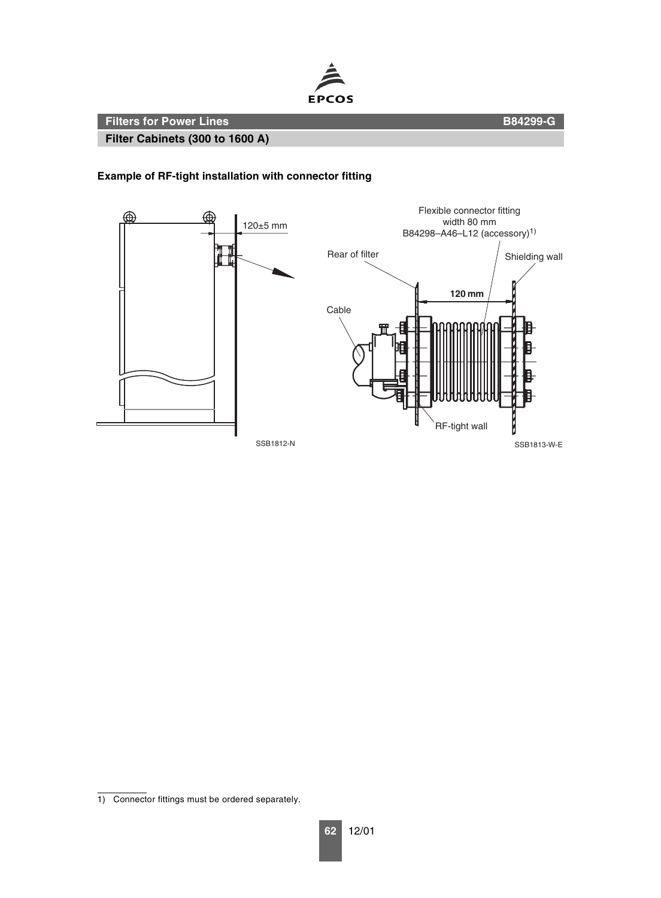**Filters for Power Lines** **B84299-G**

**Filter Cabinets (300 to 1600 A)**

**Example of RF-tight installation with connector fitting**

120±5 mm

SSB1812-N

Flexible connector fitting width 80 mm B84298–A46–L12 (accessory)[1]

Rear of filter

Shielding wall

120 mm

Cable

RF-tight wall

SSB1813-W-E

1) Connector fittings must be ordered separately.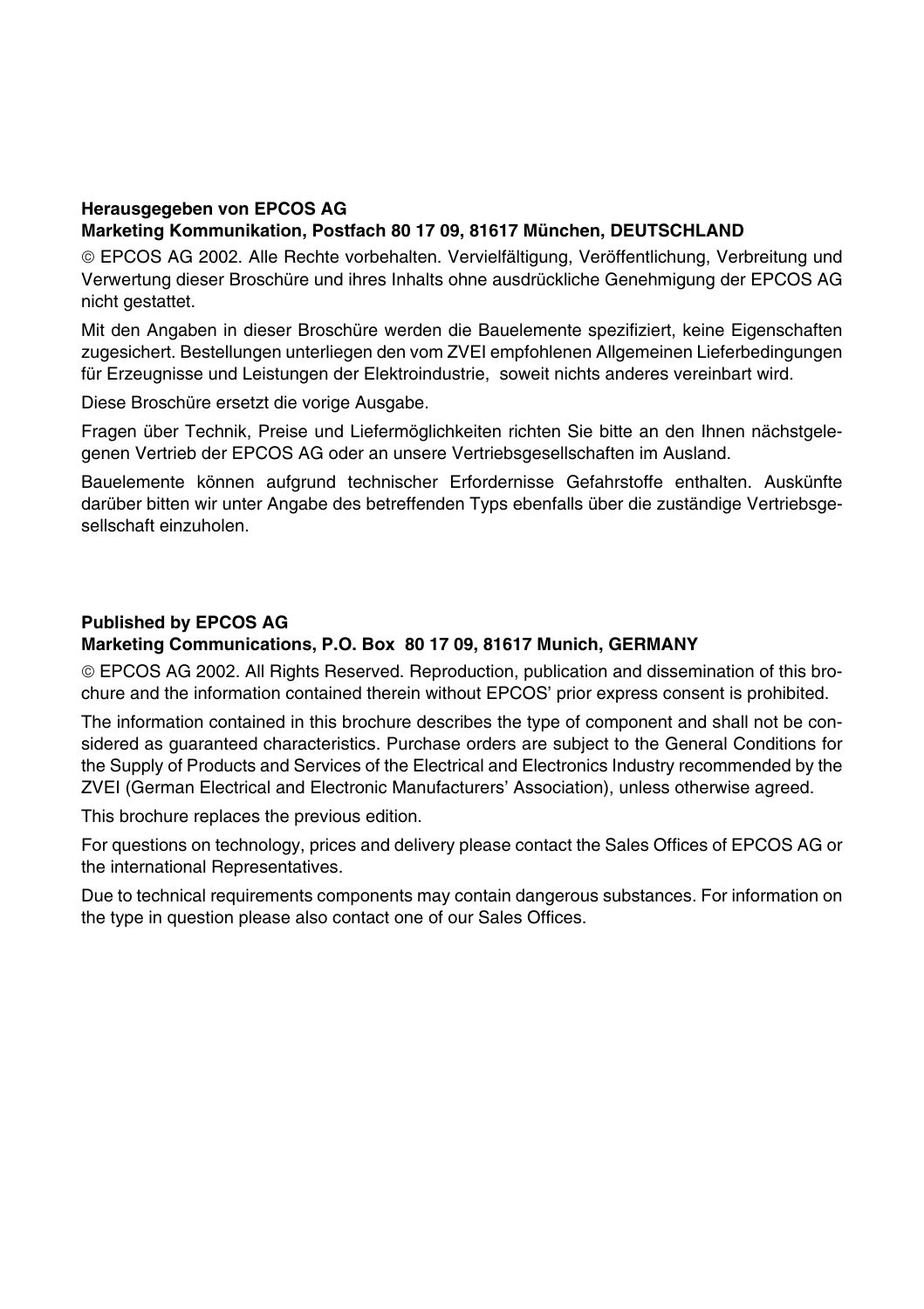**Herausgegeben von EPCOS AG**
**Marketing Kommunikation, Postfach 80 17 09, 81617 München, DEUTSCHLAND**

© EPCOS AG 2002. Alle Rechte vorbehalten. Vervielfältigung, Veröffentlichung, Verbreitung und Verwertung dieser Broschüre und ihres Inhalts ohne ausdrückliche Genehmigung der EPCOS AG nicht gestattet.

Mit den Angaben in dieser Broschüre werden die Bauelemente spezifiziert, keine Eigenschaften zugesichert. Bestellungen unterliegen den vom ZVEI empfohlenen Allgemeinen Lieferbedingungen für Erzeugnisse und Leistungen der Elektroindustrie, soweit nichts anderes vereinbart wird.

Diese Broschüre ersetzt die vorige Ausgabe.

Fragen über Technik, Preise und Liefermöglichkeiten richten Sie bitte an den Ihnen nächstgelegenen Vertrieb der EPCOS AG oder an unsere Vertriebsgesellschaften im Ausland.

Bauelemente können aufgrund technischer Erfordernisse Gefahrstoffe enthalten. Auskünfte darüber bitten wir unter Angabe des betreffenden Typs ebenfalls über die zuständige Vertriebsgesellschaft einzuholen.

**Published by EPCOS AG**
**Marketing Communications, P.O. Box 80 17 09, 81617 Munich, GERMANY**

© EPCOS AG 2002. All Rights Reserved. Reproduction, publication and dissemination of this brochure and the information contained therein without EPCOS' prior express consent is prohibited.

The information contained in this brochure describes the type of component and shall not be considered as guaranteed characteristics. Purchase orders are subject to the General Conditions for the Supply of Products and Services of the Electrical and Electronics Industry recommended by the ZVEI (German Electrical and Electronic Manufacturers' Association), unless otherwise agreed.

This brochure replaces the previous edition.

For questions on technology, prices and delivery please contact the Sales Offices of EPCOS AG or the international Representatives.

Due to technical requirements components may contain dangerous substances. For information on the type in question please also contact one of our Sales Offices.